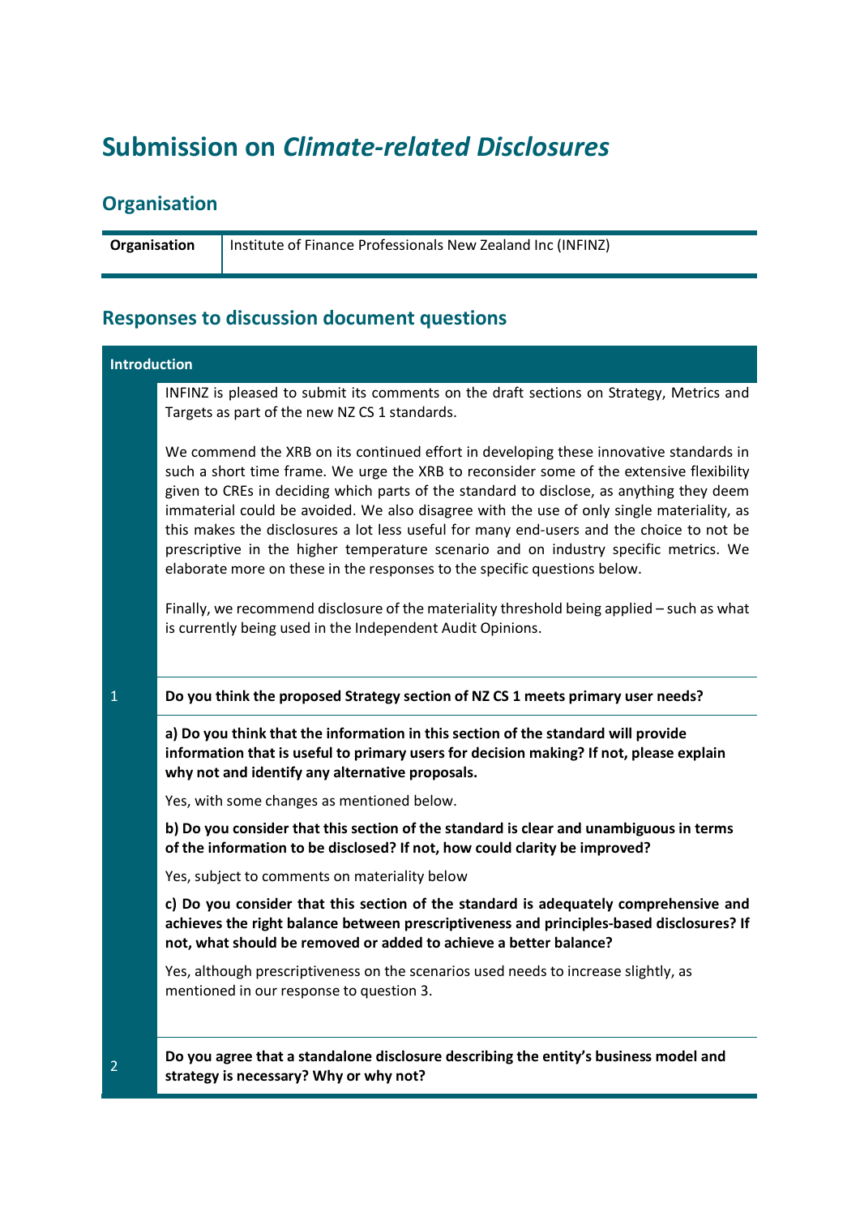# Submission on *Climate-related Disclosures*

## Organisation

| Organisation | Institute of Finance Professionals New Zealand Inc (INFINZ) |
|---|---|

## Responses to discussion document questions

### Introduction

INFINZ is pleased to submit its comments on the draft sections on Strategy, Metrics and Targets as part of the new NZ CS 1 standards.

We commend the XRB on its continued effort in developing these innovative standards in such a short time frame. We urge the XRB to reconsider some of the extensive flexibility given to CREs in deciding which parts of the standard to disclose, as anything they deem immaterial could be avoided. We also disagree with the use of only single materiality, as this makes the disclosures a lot less useful for many end-users and the choice to not be prescriptive in the higher temperature scenario and on industry specific metrics. We elaborate more on these in the responses to the specific questions below.

Finally, we recommend disclosure of the materiality threshold being applied – such as what is currently being used in the Independent Audit Opinions.

**1 Do you think the proposed Strategy section of NZ CS 1 meets primary user needs?**

**a) Do you think that the information in this section of the standard will provide information that is useful to primary users for decision making? If not, please explain why not and identify any alternative proposals.**

Yes, with some changes as mentioned below.

**b) Do you consider that this section of the standard is clear and unambiguous in terms of the information to be disclosed? If not, how could clarity be improved?**

Yes, subject to comments on materiality below

**c) Do you consider that this section of the standard is adequately comprehensive and achieves the right balance between prescriptiveness and principles-based disclosures? If not, what should be removed or added to achieve a better balance?**

Yes, although prescriptiveness on the scenarios used needs to increase slightly, as mentioned in our response to question 3.

**2 Do you agree that a standalone disclosure describing the entity's business model and strategy is necessary? Why or why not?**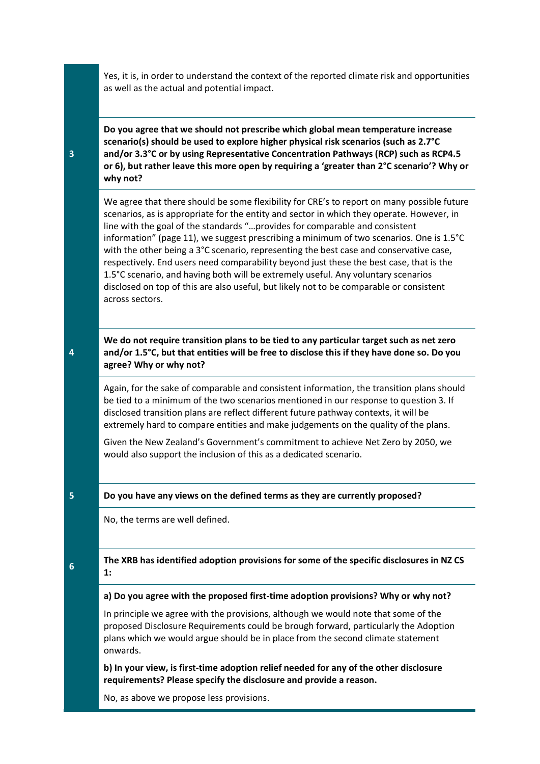Yes, it is, in order to understand the context of the reported climate risk and opportunities as well as the actual and potential impact.

| | |
|---|---|
| **3** | **Do you agree that we should not prescribe which global mean temperature increase scenario(s) should be used to explore higher physical risk scenarios (such as 2.7°C and/or 3.3°C or by using Representative Concentration Pathways (RCP) such as RCP4.5 or 6), but rather leave this more open by requiring a 'greater than 2°C scenario'? Why or why not?** |
| | We agree that there should be some flexibility for CRE's to report on many possible future scenarios, as is appropriate for the entity and sector in which they operate. However, in line with the goal of the standards "…provides for comparable and consistent information" (page 11), we suggest prescribing a minimum of two scenarios. One is 1.5°C with the other being a 3°C scenario, representing the best case and conservative case, respectively. End users need comparability beyond just these the best case, that is the 1.5°C scenario, and having both will be extremely useful. Any voluntary scenarios disclosed on top of this are also useful, but likely not to be comparable or consistent across sectors. |
| **4** | **We do not require transition plans to be tied to any particular target such as net zero and/or 1.5°C, but that entities will be free to disclose this if they have done so. Do you agree? Why or why not?** |
| | Again, for the sake of comparable and consistent information, the transition plans should be tied to a minimum of the two scenarios mentioned in our response to question 3. If disclosed transition plans are reflect different future pathway contexts, it will be extremely hard to compare entities and make judgements on the quality of the plans.<br><br>Given the New Zealand's Government's commitment to achieve Net Zero by 2050, we would also support the inclusion of this as a dedicated scenario. |
| **5** | **Do you have any views on the defined terms as they are currently proposed?** |
| | No, the terms are well defined. |
| **6** | **The XRB has identified adoption provisions for some of the specific disclosures in NZ CS 1:** |
| | **a) Do you agree with the proposed first-time adoption provisions? Why or why not?**<br><br>In principle we agree with the provisions, although we would note that some of the proposed Disclosure Requirements could be brough forward, particularly the Adoption plans which we would argue should be in place from the second climate statement onwards.<br><br>**b) In your view, is first-time adoption relief needed for any of the other disclosure requirements? Please specify the disclosure and provide a reason.**<br><br>No, as above we propose less provisions. |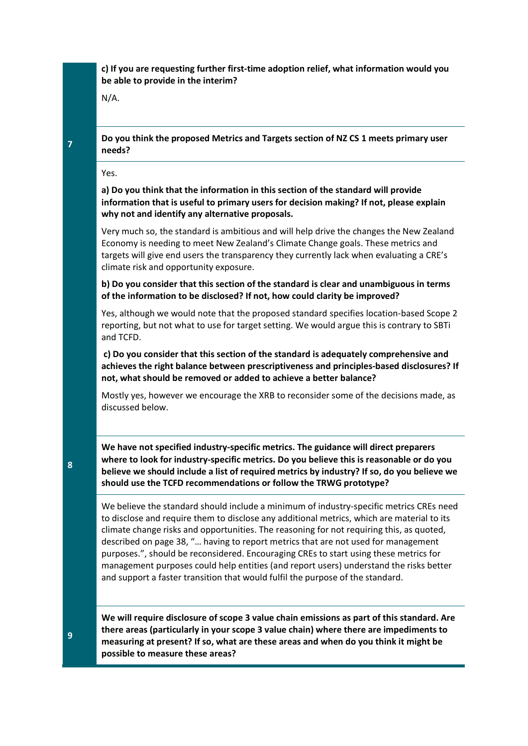**c) If you are requesting further first-time adoption relief, what information would you be able to provide in the interim?**

N/A.

**7** **Do you think the proposed Metrics and Targets section of NZ CS 1 meets primary user needs?**

Yes.

**a) Do you think that the information in this section of the standard will provide information that is useful to primary users for decision making? If not, please explain why not and identify any alternative proposals.**

Very much so, the standard is ambitious and will help drive the changes the New Zealand Economy is needing to meet New Zealand's Climate Change goals. These metrics and targets will give end users the transparency they currently lack when evaluating a CRE's climate risk and opportunity exposure.

**b) Do you consider that this section of the standard is clear and unambiguous in terms of the information to be disclosed? If not, how could clarity be improved?**

Yes, although we would note that the proposed standard specifies location-based Scope 2 reporting, but not what to use for target setting. We would argue this is contrary to SBTi and TCFD.

**c) Do you consider that this section of the standard is adequately comprehensive and achieves the right balance between prescriptiveness and principles-based disclosures? If not, what should be removed or added to achieve a better balance?**

Mostly yes, however we encourage the XRB to reconsider some of the decisions made, as discussed below.

**8** **We have not specified industry-specific metrics. The guidance will direct preparers where to look for industry-specific metrics. Do you believe this is reasonable or do you believe we should include a list of required metrics by industry? If so, do you believe we should use the TCFD recommendations or follow the TRWG prototype?**

We believe the standard should include a minimum of industry-specific metrics CREs need to disclose and require them to disclose any additional metrics, which are material to its climate change risks and opportunities. The reasoning for not requiring this, as quoted, described on page 38, "… having to report metrics that are not used for management purposes.", should be reconsidered. Encouraging CREs to start using these metrics for management purposes could help entities (and report users) understand the risks better and support a faster transition that would fulfil the purpose of the standard.

**9** **We will require disclosure of scope 3 value chain emissions as part of this standard. Are there areas (particularly in your scope 3 value chain) where there are impediments to measuring at present? If so, what are these areas and when do you think it might be possible to measure these areas?**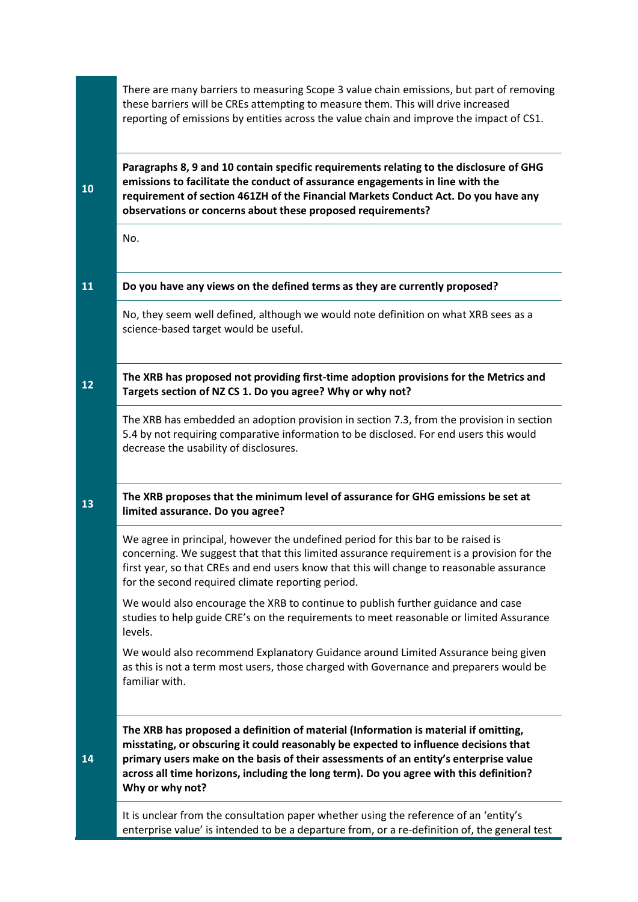There are many barriers to measuring Scope 3 value chain emissions, but part of removing these barriers will be CREs attempting to measure them. This will drive increased reporting of emissions by entities across the value chain and improve the impact of CS1.

| | |
|---|---|
| **10** | **Paragraphs 8, 9 and 10 contain specific requirements relating to the disclosure of GHG emissions to facilitate the conduct of assurance engagements in line with the requirement of section 461ZH of the Financial Markets Conduct Act. Do you have any observations or concerns about these proposed requirements?** |
| | No. |
| **11** | **Do you have any views on the defined terms as they are currently proposed?** |
| | No, they seem well defined, although we would note definition on what XRB sees as a science-based target would be useful. |
| **12** | **The XRB has proposed not providing first-time adoption provisions for the Metrics and Targets section of NZ CS 1. Do you agree? Why or why not?** |
| | The XRB has embedded an adoption provision in section 7.3, from the provision in section 5.4 by not requiring comparative information to be disclosed. For end users this would decrease the usability of disclosures. |
| **13** | **The XRB proposes that the minimum level of assurance for GHG emissions be set at limited assurance. Do you agree?** |
| | We agree in principal, however the undefined period for this bar to be raised is concerning. We suggest that that this limited assurance requirement is a provision for the first year, so that CREs and end users know that this will change to reasonable assurance for the second required climate reporting period.<br><br>We would also encourage the XRB to continue to publish further guidance and case studies to help guide CRE's on the requirements to meet reasonable or limited Assurance levels.<br><br>We would also recommend Explanatory Guidance around Limited Assurance being given as this is not a term most users, those charged with Governance and preparers would be familiar with. |
| **14** | **The XRB has proposed a definition of material (Information is material if omitting, misstating, or obscuring it could reasonably be expected to influence decisions that primary users make on the basis of their assessments of an entity's enterprise value across all time horizons, including the long term). Do you agree with this definition? Why or why not?** |
| | It is unclear from the consultation paper whether using the reference of an 'entity's enterprise value' is intended to be a departure from, or a re-definition of, the general test |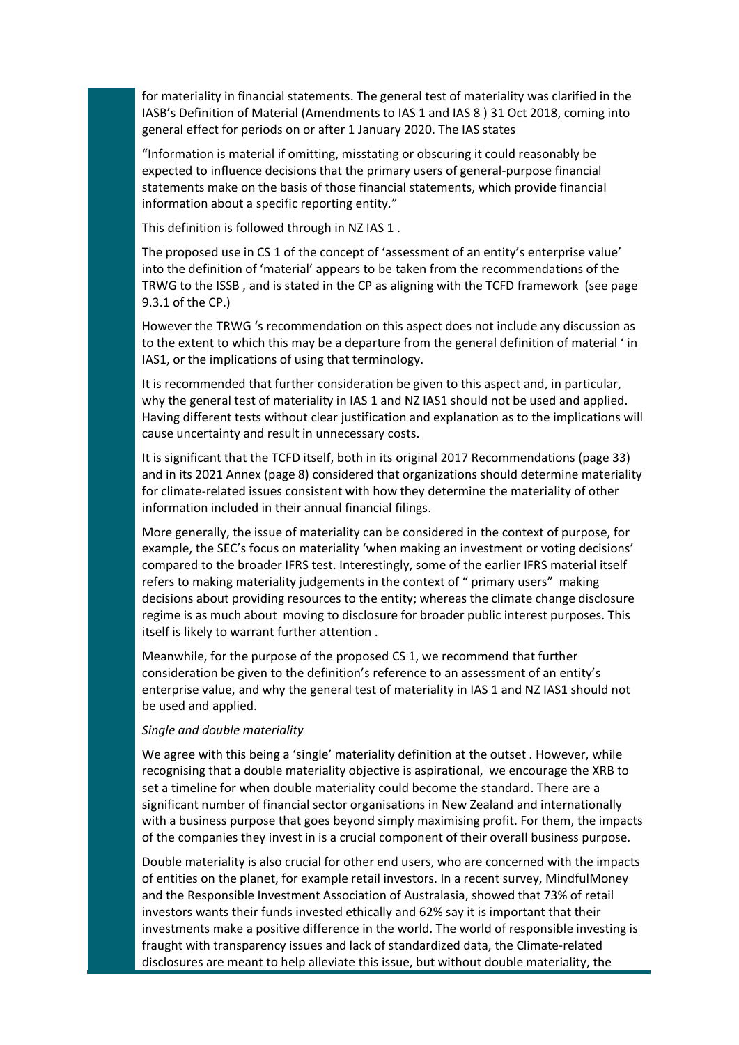for materiality in financial statements. The general test of materiality was clarified in the IASB's Definition of Material (Amendments to IAS 1 and IAS 8 ) 31 Oct 2018, coming into general effect for periods on or after 1 January 2020. The IAS states

"Information is material if omitting, misstating or obscuring it could reasonably be expected to influence decisions that the primary users of general-purpose financial statements make on the basis of those financial statements, which provide financial information about a specific reporting entity."

This definition is followed through in NZ IAS 1 .

The proposed use in CS 1 of the concept of 'assessment of an entity's enterprise value' into the definition of 'material' appears to be taken from the recommendations of the TRWG to the ISSB , and is stated in the CP as aligning with the TCFD framework (see page 9.3.1 of the CP.)

However the TRWG 's recommendation on this aspect does not include any discussion as to the extent to which this may be a departure from the general definition of material ' in IAS1, or the implications of using that terminology.

It is recommended that further consideration be given to this aspect and, in particular, why the general test of materiality in IAS 1 and NZ IAS1 should not be used and applied. Having different tests without clear justification and explanation as to the implications will cause uncertainty and result in unnecessary costs.

It is significant that the TCFD itself, both in its original 2017 Recommendations (page 33) and in its 2021 Annex (page 8) considered that organizations should determine materiality for climate-related issues consistent with how they determine the materiality of other information included in their annual financial filings.

More generally, the issue of materiality can be considered in the context of purpose, for example, the SEC's focus on materiality 'when making an investment or voting decisions' compared to the broader IFRS test. Interestingly, some of the earlier IFRS material itself refers to making materiality judgements in the context of " primary users" making decisions about providing resources to the entity; whereas the climate change disclosure regime is as much about moving to disclosure for broader public interest purposes. This itself is likely to warrant further attention .

Meanwhile, for the purpose of the proposed CS 1, we recommend that further consideration be given to the definition's reference to an assessment of an entity's enterprise value, and why the general test of materiality in IAS 1 and NZ IAS1 should not be used and applied.

*Single and double materiality*

We agree with this being a 'single' materiality definition at the outset . However, while recognising that a double materiality objective is aspirational, we encourage the XRB to set a timeline for when double materiality could become the standard. There are a significant number of financial sector organisations in New Zealand and internationally with a business purpose that goes beyond simply maximising profit. For them, the impacts of the companies they invest in is a crucial component of their overall business purpose.

Double materiality is also crucial for other end users, who are concerned with the impacts of entities on the planet, for example retail investors. In a recent survey, MindfulMoney and the Responsible Investment Association of Australasia, showed that 73% of retail investors wants their funds invested ethically and 62% say it is important that their investments make a positive difference in the world. The world of responsible investing is fraught with transparency issues and lack of standardized data, the Climate-related disclosures are meant to help alleviate this issue, but without double materiality, the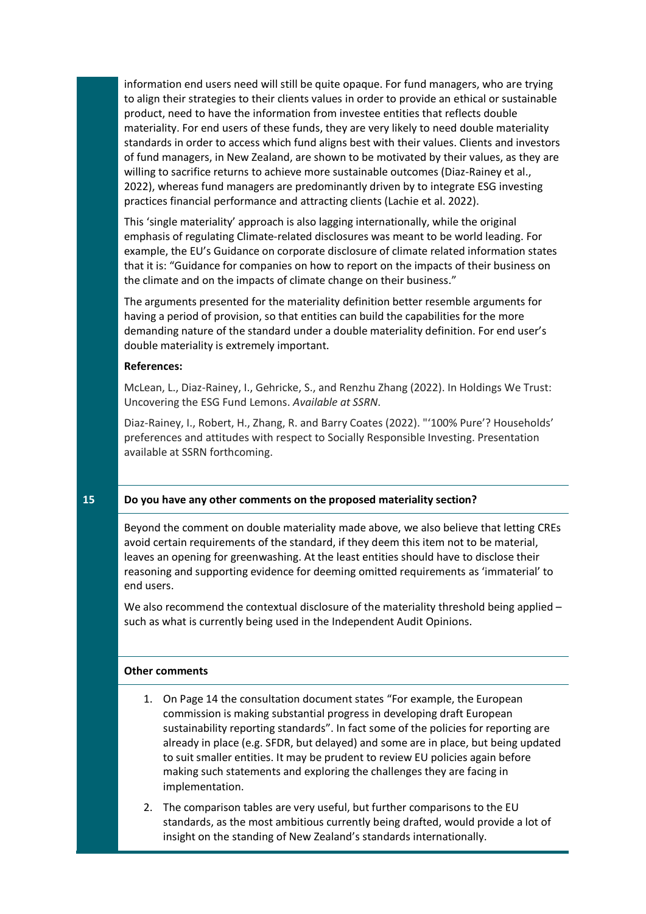information end users need will still be quite opaque. For fund managers, who are trying to align their strategies to their clients values in order to provide an ethical or sustainable product, need to have the information from investee entities that reflects double materiality. For end users of these funds, they are very likely to need double materiality standards in order to access which fund aligns best with their values. Clients and investors of fund managers, in New Zealand, are shown to be motivated by their values, as they are willing to sacrifice returns to achieve more sustainable outcomes (Diaz-Rainey et al., 2022), whereas fund managers are predominantly driven by to integrate ESG investing practices financial performance and attracting clients (Lachie et al. 2022).

This 'single materiality' approach is also lagging internationally, while the original emphasis of regulating Climate-related disclosures was meant to be world leading. For example, the EU's Guidance on corporate disclosure of climate related information states that it is: "Guidance for companies on how to report on the impacts of their business on the climate and on the impacts of climate change on their business."

The arguments presented for the materiality definition better resemble arguments for having a period of provision, so that entities can build the capabilities for the more demanding nature of the standard under a double materiality definition. For end user's double materiality is extremely important.

**References:**

McLean, L., Diaz-Rainey, I., Gehricke, S., and Renzhu Zhang (2022). In Holdings We Trust: Uncovering the ESG Fund Lemons. *Available at SSRN*.

Diaz-Rainey, I., Robert, H., Zhang, R. and Barry Coates (2022). "'100% Pure'? Households' preferences and attitudes with respect to Socially Responsible Investing. Presentation available at SSRN forthcoming.

**15** **Do you have any other comments on the proposed materiality section?**

Beyond the comment on double materiality made above, we also believe that letting CREs avoid certain requirements of the standard, if they deem this item not to be material, leaves an opening for greenwashing. At the least entities should have to disclose their reasoning and supporting evidence for deeming omitted requirements as 'immaterial' to end users.

We also recommend the contextual disclosure of the materiality threshold being applied – such as what is currently being used in the Independent Audit Opinions.

**Other comments**

1. On Page 14 the consultation document states "For example, the European commission is making substantial progress in developing draft European sustainability reporting standards". In fact some of the policies for reporting are already in place (e.g. SFDR, but delayed) and some are in place, but being updated to suit smaller entities. It may be prudent to review EU policies again before making such statements and exploring the challenges they are facing in implementation.
2. The comparison tables are very useful, but further comparisons to the EU standards, as the most ambitious currently being drafted, would provide a lot of insight on the standing of New Zealand's standards internationally.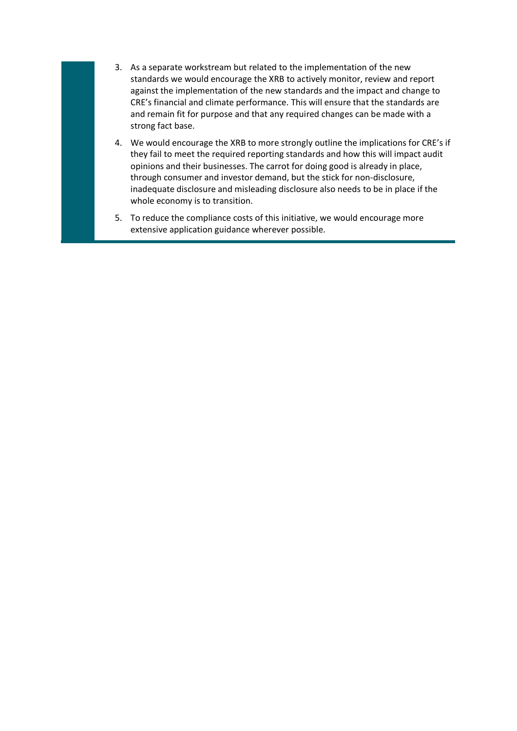3. As a separate workstream but related to the implementation of the new standards we would encourage the XRB to actively monitor, review and report against the implementation of the new standards and the impact and change to CRE's financial and climate performance. This will ensure that the standards are and remain fit for purpose and that any required changes can be made with a strong fact base.
4. We would encourage the XRB to more strongly outline the implications for CRE's if they fail to meet the required reporting standards and how this will impact audit opinions and their businesses. The carrot for doing good is already in place, through consumer and investor demand, but the stick for non-disclosure, inadequate disclosure and misleading disclosure also needs to be in place if the whole economy is to transition.
5. To reduce the compliance costs of this initiative, we would encourage more extensive application guidance wherever possible.